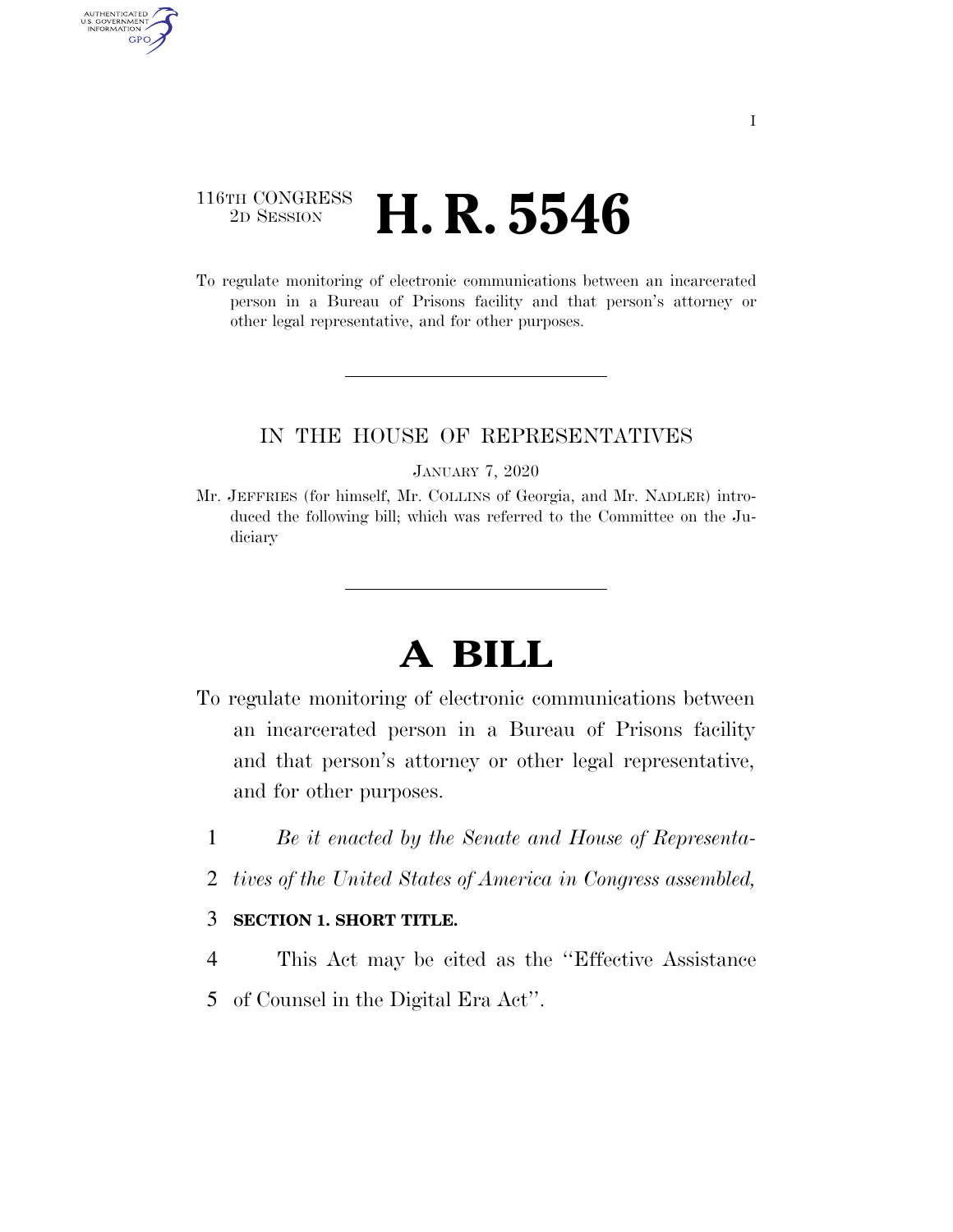116TH CONGRESS
2D SESSION

# H. R. 5546

To regulate monitoring of electronic communications between an incarcerated person in a Bureau of Prisons facility and that person's attorney or other legal representative, and for other purposes.

IN THE HOUSE OF REPRESENTATIVES

JANUARY 7, 2020

Mr. JEFFRIES (for himself, Mr. COLLINS of Georgia, and Mr. NADLER) introduced the following bill; which was referred to the Committee on the Judiciary

# A BILL

To regulate monitoring of electronic communications between an incarcerated person in a Bureau of Prisons facility and that person's attorney or other legal representative, and for other purposes.

1 *Be it enacted by the Senate and House of Representa-*
2 *tives of the United States of America in Congress assembled,*

3 **SECTION 1. SHORT TITLE.**

4 This Act may be cited as the "Effective Assistance
5 of Counsel in the Digital Era Act".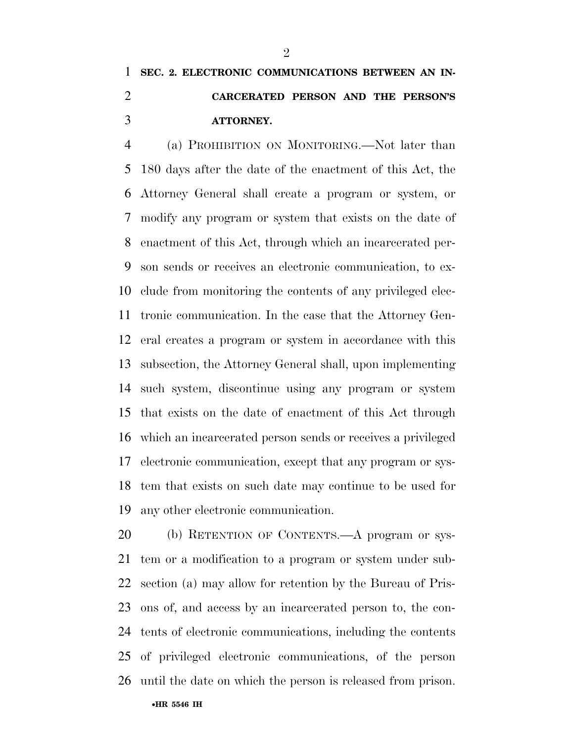## SEC. 2. ELECTRONIC COMMUNICATIONS BETWEEN AN INCARCERATED PERSON AND THE PERSON'S ATTORNEY.

(a) PROHIBITION ON MONITORING.—Not later than 180 days after the date of the enactment of this Act, the Attorney General shall create a program or system, or modify any program or system that exists on the date of enactment of this Act, through which an incarcerated person sends or receives an electronic communication, to exclude from monitoring the contents of any privileged electronic communication. In the case that the Attorney General creates a program or system in accordance with this subsection, the Attorney General shall, upon implementing such system, discontinue using any program or system that exists on the date of enactment of this Act through which an incarcerated person sends or receives a privileged electronic communication, except that any program or system that exists on such date may continue to be used for any other electronic communication.

(b) RETENTION OF CONTENTS.—A program or system or a modification to a program or system under subsection (a) may allow for retention by the Bureau of Prisons of, and access by an incarcerated person to, the contents of electronic communications, including the contents of privileged electronic communications, of the person until the date on which the person is released from prison.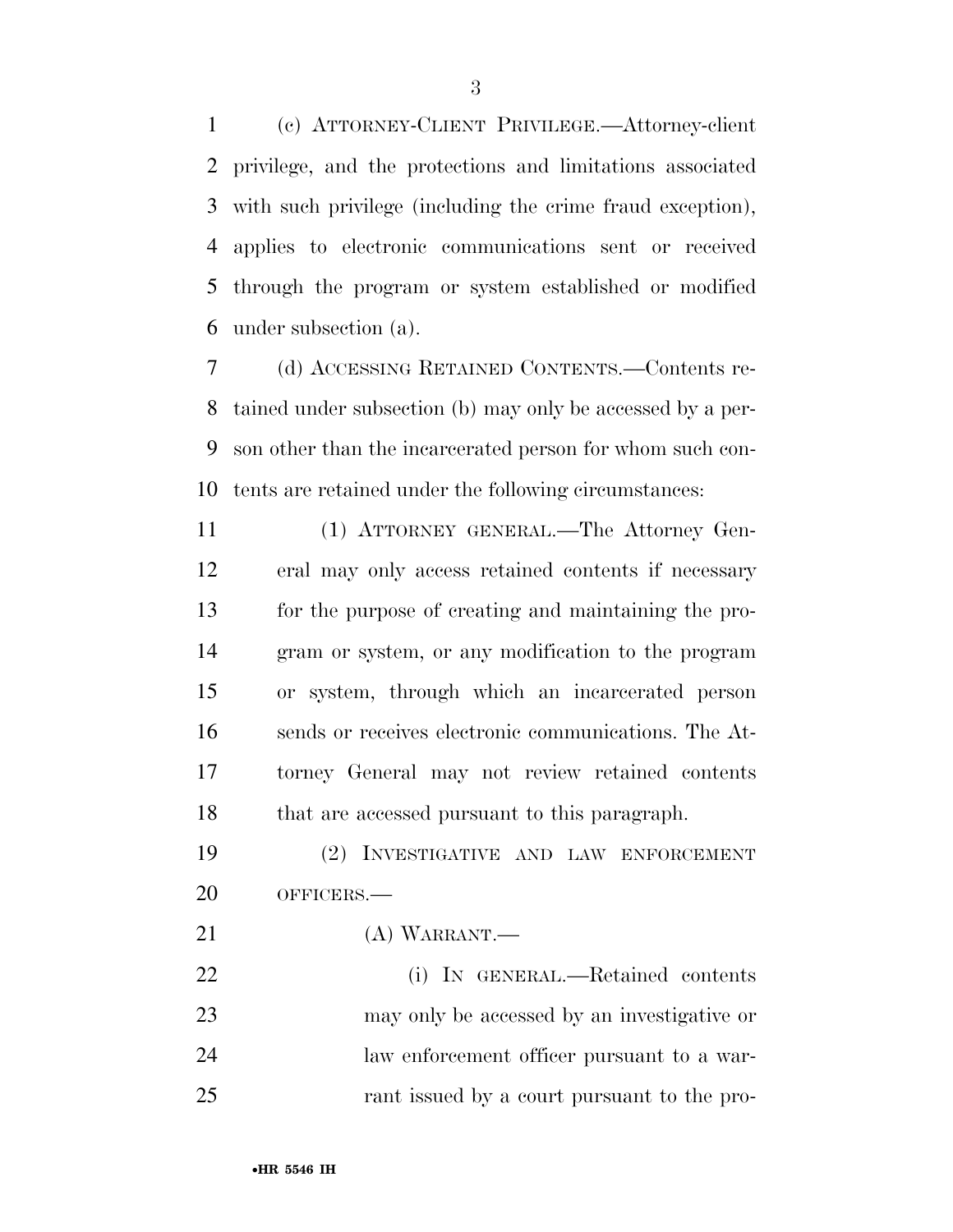(c) ATTORNEY-CLIENT PRIVILEGE.—Attorney-client privilege, and the protections and limitations associated with such privilege (including the crime fraud exception), applies to electronic communications sent or received through the program or system established or modified under subsection (a).

(d) ACCESSING RETAINED CONTENTS.—Contents retained under subsection (b) may only be accessed by a person other than the incarcerated person for whom such contents are retained under the following circumstances:

(1) ATTORNEY GENERAL.—The Attorney General may only access retained contents if necessary for the purpose of creating and maintaining the program or system, or any modification to the program or system, through which an incarcerated person sends or receives electronic communications. The Attorney General may not review retained contents that are accessed pursuant to this paragraph.

(2) INVESTIGATIVE AND LAW ENFORCEMENT OFFICERS.—

(A) WARRANT.—

(i) IN GENERAL.—Retained contents may only be accessed by an investigative or law enforcement officer pursuant to a warrant issued by a court pursuant to the pro-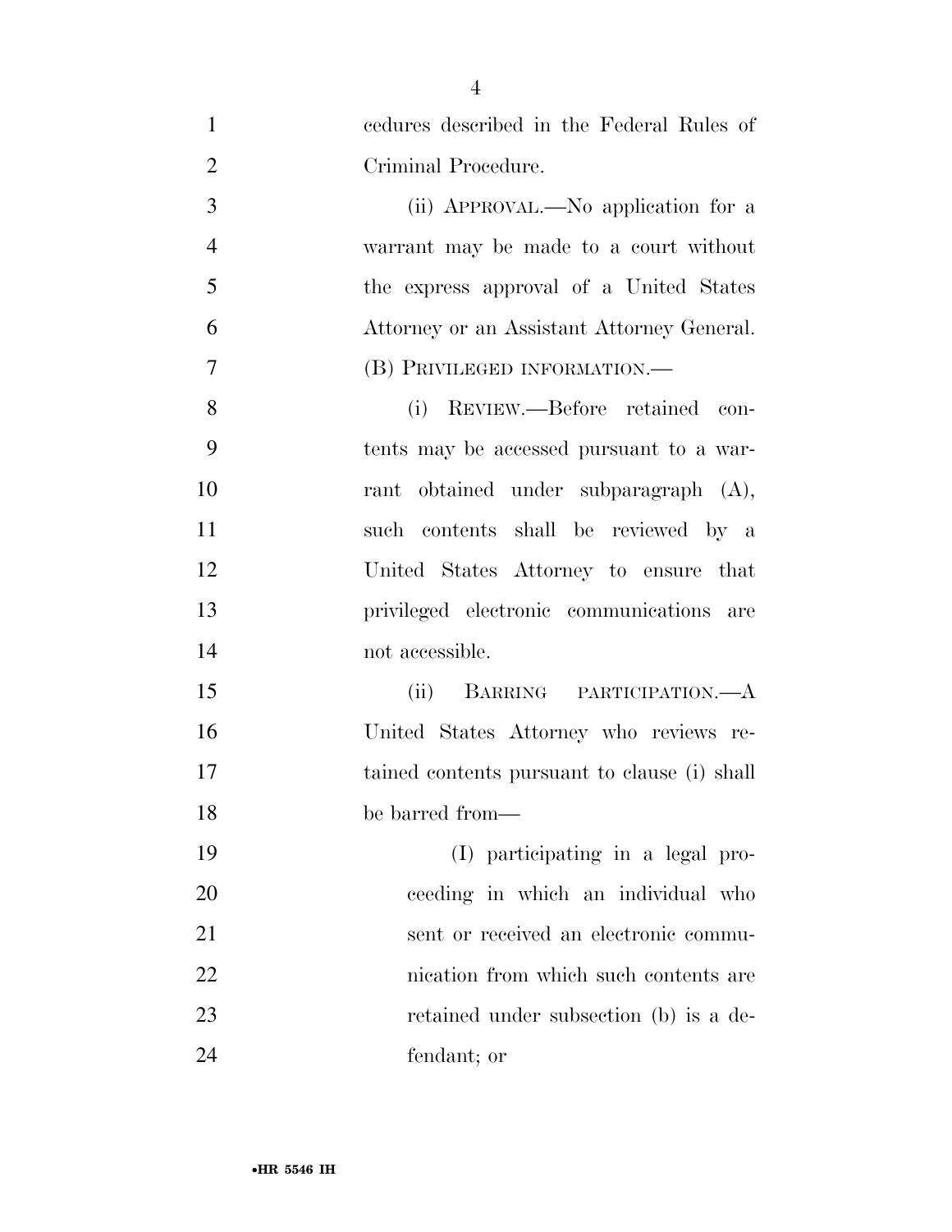cedures described in the Federal Rules of Criminal Procedure.

(ii) APPROVAL.—No application for a warrant may be made to a court without the express approval of a United States Attorney or an Assistant Attorney General.

(B) PRIVILEGED INFORMATION.—

(i) REVIEW.—Before retained contents may be accessed pursuant to a warrant obtained under subparagraph (A), such contents shall be reviewed by a United States Attorney to ensure that privileged electronic communications are not accessible.

(ii) BARRING PARTICIPATION.—A United States Attorney who reviews retained contents pursuant to clause (i) shall be barred from—

(I) participating in a legal proceeding in which an individual who sent or received an electronic communication from which such contents are retained under subsection (b) is a defendant; or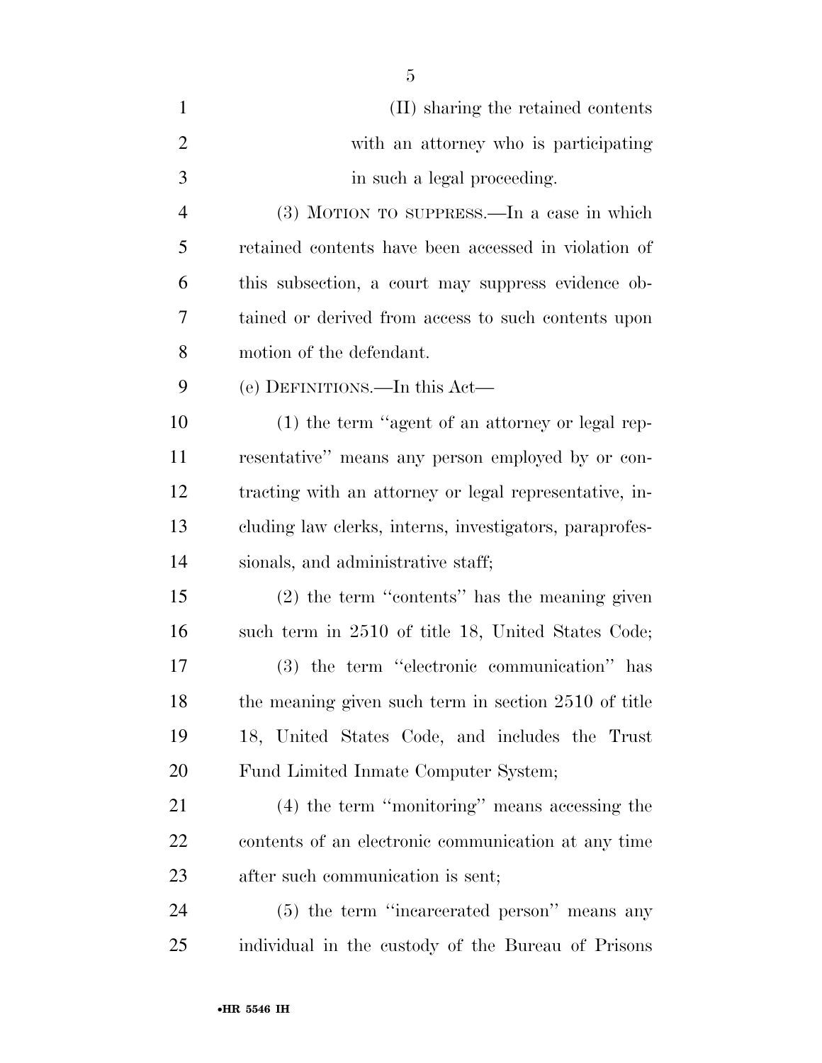(II) sharing the retained contents with an attorney who is participating in such a legal proceeding.

(3) MOTION TO SUPPRESS.—In a case in which retained contents have been accessed in violation of this subsection, a court may suppress evidence obtained or derived from access to such contents upon motion of the defendant.

(e) DEFINITIONS.—In this Act—

(1) the term "agent of an attorney or legal representative" means any person employed by or contracting with an attorney or legal representative, including law clerks, interns, investigators, paraprofessionals, and administrative staff;

(2) the term "contents" has the meaning given such term in 2510 of title 18, United States Code;

(3) the term "electronic communication" has the meaning given such term in section 2510 of title 18, United States Code, and includes the Trust Fund Limited Inmate Computer System;

(4) the term "monitoring" means accessing the contents of an electronic communication at any time after such communication is sent;

(5) the term "incarcerated person" means any individual in the custody of the Bureau of Prisons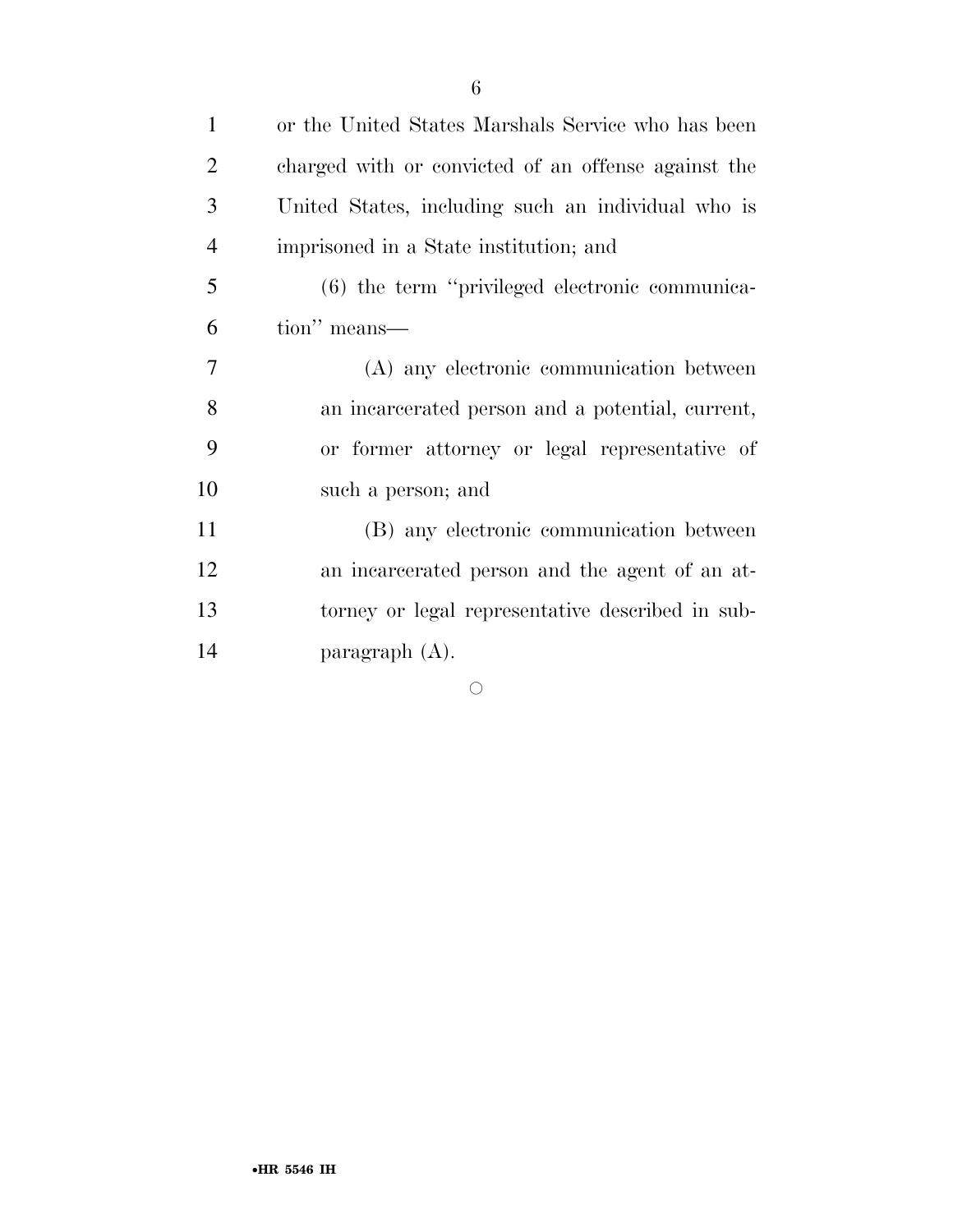or the United States Marshals Service who has been charged with or convicted of an offense against the United States, including such an individual who is imprisoned in a State institution; and

(6) the term "privileged electronic communication" means—

(A) any electronic communication between an incarcerated person and a potential, current, or former attorney or legal representative of such a person; and

(B) any electronic communication between an incarcerated person and the agent of an attorney or legal representative described in subparagraph (A).

○